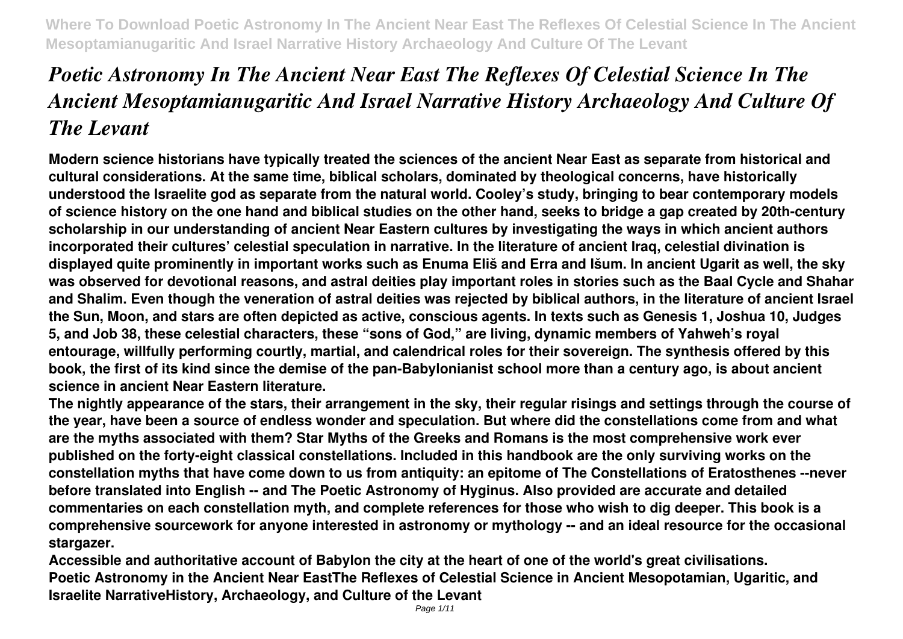# *Poetic Astronomy In The Ancient Near East The Reflexes Of Celestial Science In The Ancient Mesoptamianugaritic And Israel Narrative History Archaeology And Culture Of The Levant*

**Modern science historians have typically treated the sciences of the ancient Near East as separate from historical and cultural considerations. At the same time, biblical scholars, dominated by theological concerns, have historically understood the Israelite god as separate from the natural world. Cooley's study, bringing to bear contemporary models of science history on the one hand and biblical studies on the other hand, seeks to bridge a gap created by 20th-century scholarship in our understanding of ancient Near Eastern cultures by investigating the ways in which ancient authors incorporated their cultures' celestial speculation in narrative. In the literature of ancient Iraq, celestial divination is displayed quite prominently in important works such as Enuma Eliš and Erra and Išum. In ancient Ugarit as well, the sky was observed for devotional reasons, and astral deities play important roles in stories such as the Baal Cycle and Shahar and Shalim. Even though the veneration of astral deities was rejected by biblical authors, in the literature of ancient Israel the Sun, Moon, and stars are often depicted as active, conscious agents. In texts such as Genesis 1, Joshua 10, Judges 5, and Job 38, these celestial characters, these "sons of God," are living, dynamic members of Yahweh's royal entourage, willfully performing courtly, martial, and calendrical roles for their sovereign. The synthesis offered by this book, the first of its kind since the demise of the pan-Babylonianist school more than a century ago, is about ancient science in ancient Near Eastern literature.**

**The nightly appearance of the stars, their arrangement in the sky, their regular risings and settings through the course of the year, have been a source of endless wonder and speculation. But where did the constellations come from and what are the myths associated with them? Star Myths of the Greeks and Romans is the most comprehensive work ever published on the forty-eight classical constellations. Included in this handbook are the only surviving works on the constellation myths that have come down to us from antiquity: an epitome of The Constellations of Eratosthenes --never before translated into English -- and The Poetic Astronomy of Hyginus. Also provided are accurate and detailed commentaries on each constellation myth, and complete references for those who wish to dig deeper. This book is a comprehensive sourcework for anyone interested in astronomy or mythology -- and an ideal resource for the occasional stargazer.**

**Accessible and authoritative account of Babylon the city at the heart of one of the world's great civilisations.**

**Poetic Astronomy in the Ancient Near EastThe Reflexes of Celestial Science in Ancient Mesopotamian, Ugaritic, and Israelite NarrativeHistory, Archaeology, and Culture of the Levant**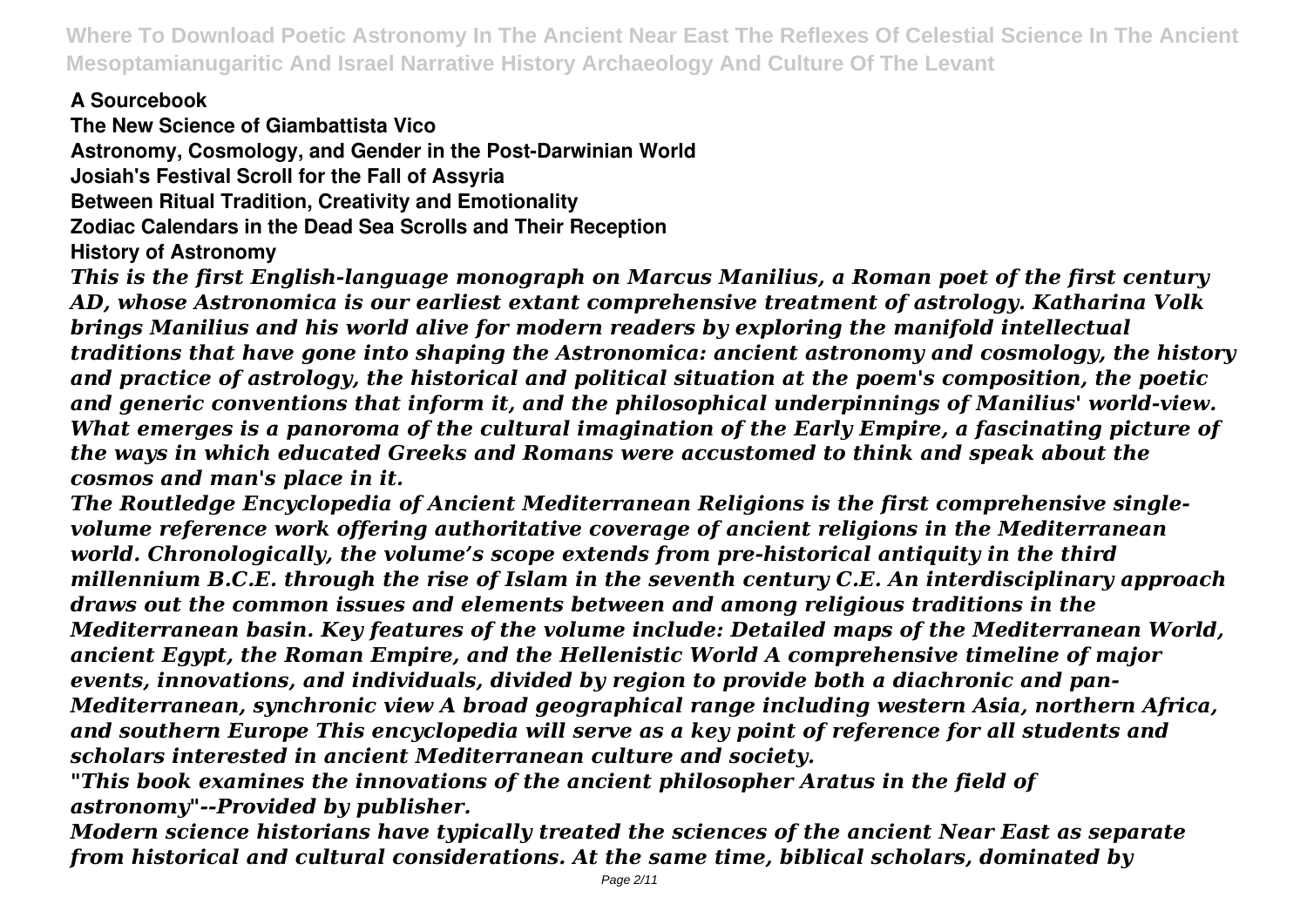**A Sourcebook**

**The New Science of Giambattista Vico**

**Astronomy, Cosmology, and Gender in the Post-Darwinian World**

**Josiah's Festival Scroll for the Fall of Assyria**

**Between Ritual Tradition, Creativity and Emotionality**

**Zodiac Calendars in the Dead Sea Scrolls and Their Reception**

**History of Astronomy**

*This is the first English-language monograph on Marcus Manilius, a Roman poet of the first century AD, whose Astronomica is our earliest extant comprehensive treatment of astrology. Katharina Volk brings Manilius and his world alive for modern readers by exploring the manifold intellectual traditions that have gone into shaping the Astronomica: ancient astronomy and cosmology, the history and practice of astrology, the historical and political situation at the poem's composition, the poetic and generic conventions that inform it, and the philosophical underpinnings of Manilius' world-view. What emerges is a panorama of the cultural imagination of the Early Empire, a fascinating picture of the ways in which educated Greeks and Romans were accustomed to think and speak about the cosmos and man's place in it.*

*The Routledge Encyclopedia of Ancient Mediterranean Religions is the first comprehensive single-volume reference work offering authoritative coverage of ancient religions in the Mediterranean world. Chronologically, the volume's scope extends from pre-historical antiquity in the third millennium B.C.E. through the rise of Islam in the seventh century C.E. An interdisciplinary approach draws out the common issues and elements between and among religious traditions in the Mediterranean basin. Key features of the volume include: Detailed maps of the Mediterranean World, ancient Egypt, the Roman Empire, and the Hellenistic World A comprehensive timeline of major events, innovations, and individuals, divided by region to provide both a diachronic and pan-Mediterranean, synchronic view A broad geographical range including western Asia, northern Africa, and southern Europe This encyclopedia will serve as a key point of reference for all students and scholars interested in ancient Mediterranean culture and society.*

*"This book examines the innovations of the ancient philosopher Aratus in the field of astronomy"--Provided by publisher.*

*Modern science historians have typically treated the sciences of the ancient Near East as separate from historical and cultural considerations. At the same time, biblical scholars, dominated by*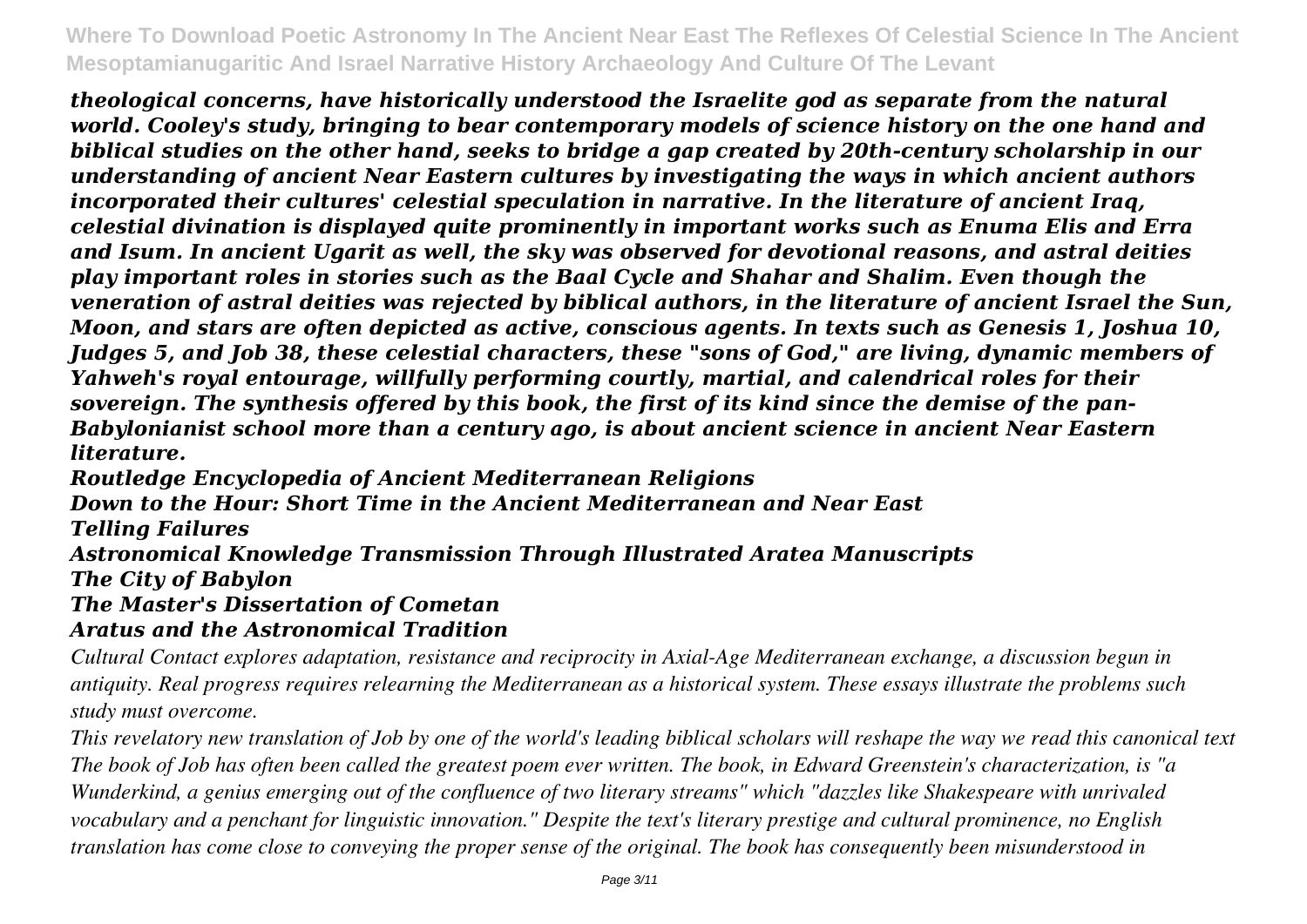*theological concerns, have historically understood the Israelite god as separate from the natural world. Cooley's study, bringing to bear contemporary models of science history on the one hand and biblical studies on the other hand, seeks to bridge a gap created by 20th-century scholarship in our understanding of ancient Near Eastern cultures by investigating the ways in which ancient authors incorporated their cultures' celestial speculation in narrative. In the literature of ancient Iraq, celestial divination is displayed quite prominently in important works such as Enuma Elis and Erra and Isum. In ancient Ugarit as well, the sky was observed for devotional reasons, and astral deities play important roles in stories such as the Baal Cycle and Shahar and Shalim. Even though the veneration of astral deities was rejected by biblical authors, in the literature of ancient Israel the Sun, Moon, and stars are often depicted as active, conscious agents. In texts such as Genesis 1, Joshua 10, Judges 5, and Job 38, these celestial characters, these "sons of God," are living, dynamic members of Yahweh's royal entourage, willfully performing courtly, martial, and calendrical roles for their sovereign. The synthesis offered by this book, the first of its kind since the demise of the pan-Babylonianist school more than a century ago, is about ancient science in ancient Near Eastern literature.*

***Routledge Encyclopedia of Ancient Mediterranean Religions***

***Down to the Hour: Short Time in the Ancient Mediterranean and Near East***

***Telling Failures***

***Astronomical Knowledge Transmission Through Illustrated Aratea Manuscripts***

***The City of Babylon***

***The Master's Dissertation of Cometan***

***Aratus and the Astronomical Tradition***

*Cultural Contact explores adaptation, resistance and reciprocity in Axial-Age Mediterranean exchange, a discussion begun in antiquity. Real progress requires relearning the Mediterranean as a historical system. These essays illustrate the problems such study must overcome.*

*This revelatory new translation of Job by one of the world's leading biblical scholars will reshape the way we read this canonical text The book of Job has often been called the greatest poem ever written. The book, in Edward Greenstein's characterization, is "a Wunderkind, a genius emerging out of the confluence of two literary streams" which "dazzles like Shakespeare with unrivaled vocabulary and a penchant for linguistic innovation." Despite the text's literary prestige and cultural prominence, no English translation has come close to conveying the proper sense of the original. The book has consequently been misunderstood in*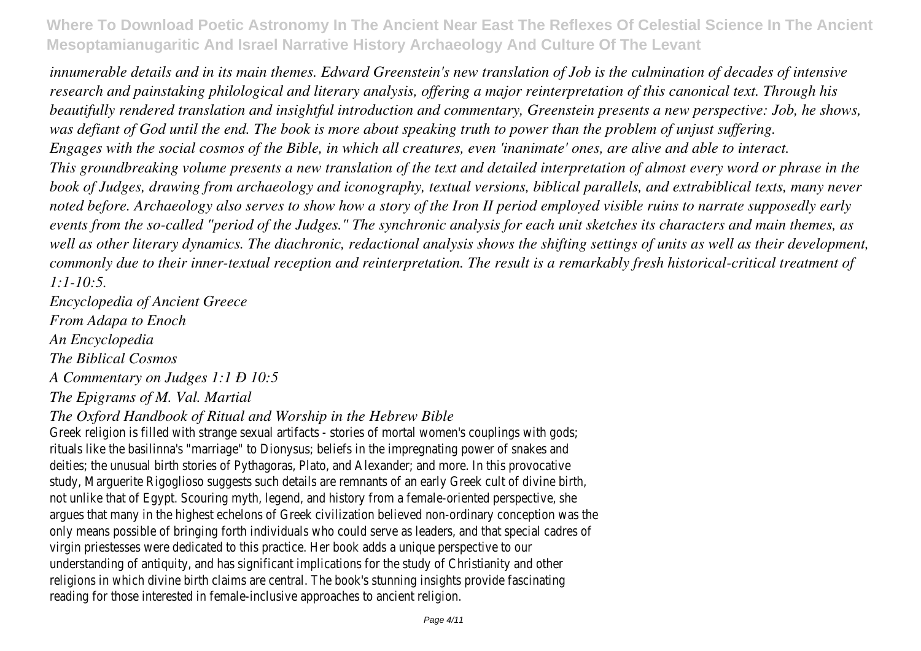*innumerable details and in its main themes. Edward Greenstein's new translation of Job is the culmination of decades of intensive research and painstaking philological and literary analysis, offering a major reinterpretation of this canonical text. Through his beautifully rendered translation and insightful introduction and commentary, Greenstein presents a new perspective: Job, he shows, was defiant of God until the end. The book is more about speaking truth to power than the problem of unjust suffering.*

*Engages with the social cosmos of the Bible, in which all creatures, even 'inanimate' ones, are alive and able to interact.*

*This groundbreaking volume presents a new translation of the text and detailed interpretation of almost every word or phrase in the book of Judges, drawing from archaeology and iconography, textual versions, biblical parallels, and extrabiblical texts, many never noted before. Archaeology also serves to show how a story of the Iron II period employed visible ruins to narrate supposedly early events from the so-called "period of the Judges." The synchronic analysis for each unit sketches its characters and main themes, as well as other literary dynamics. The diachronic, redactional analysis shows the shifting settings of units as well as their development, commonly due to their inner-textual reception and reinterpretation. The result is a remarkably fresh historical-critical treatment of 1:1-10:5.*

*Encyclopedia of Ancient Greece*

*From Adapa to Enoch*

*An Encyclopedia*

*The Biblical Cosmos*

*A Commentary on Judges 1:1 Ð 10:5*

*The Epigrams of M. Val. Martial*

*The Oxford Handbook of Ritual and Worship in the Hebrew Bible*

Greek religion is filled with strange sexual artifacts - stories of mortal women's couplings with gods; rituals like the basilinna's "marriage" to Dionysus; beliefs in the impregnating power of snakes and deities; the unusual birth stories of Pythagoras, Plato, and Alexander; and more. In this provocative study, Marguerite Rigoglioso suggests such details are remnants of an early Greek cult of divine birth, not unlike that of Egypt. Scouring myth, legend, and history from a female-oriented perspective, she argues that many in the highest echelons of Greek civilization believed non-ordinary conception was the only means possible of bringing forth individuals who could serve as leaders, and that special cadres of virgin priestesses were dedicated to this practice. Her book adds a unique perspective to our understanding of antiquity, and has significant implications for the study of Christianity and other religions in which divine birth claims are central. The book's stunning insights provide fascinating reading for those interested in female-inclusive approaches to ancient religion.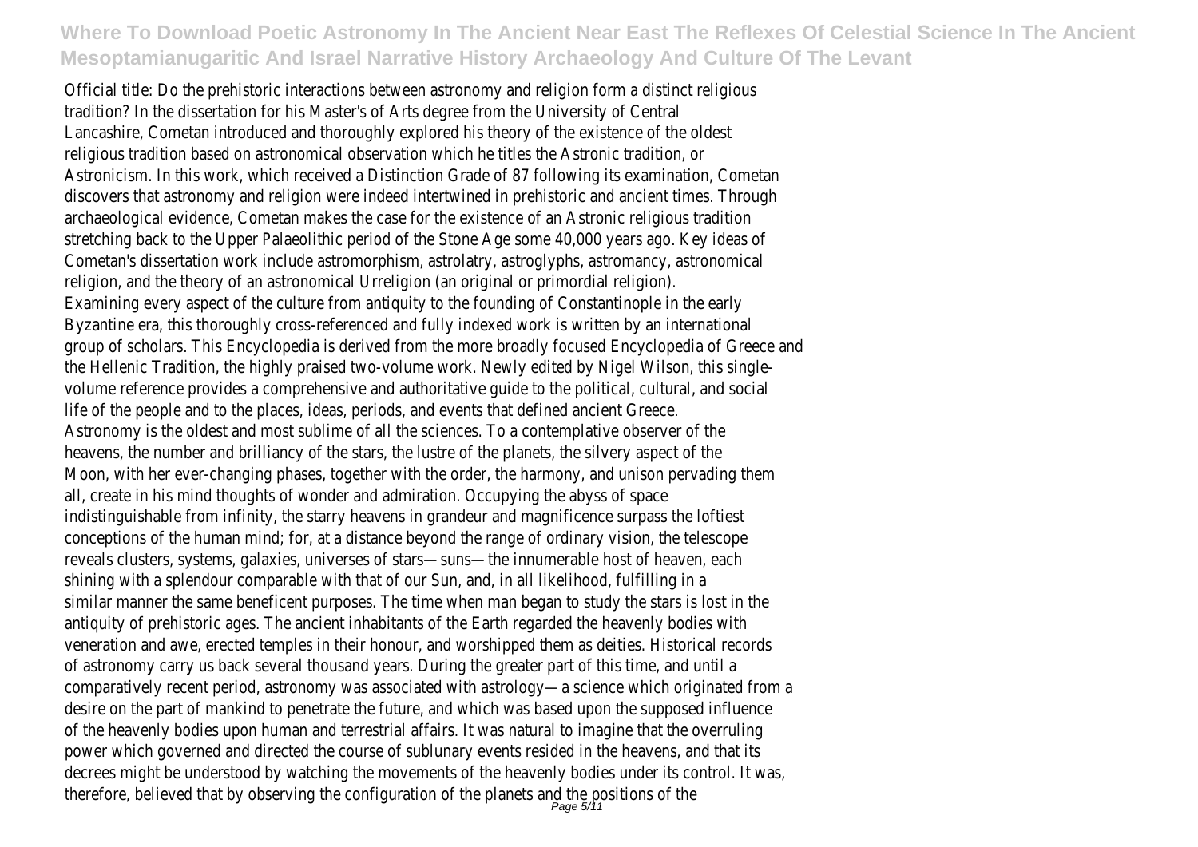Official title: Do the prehistoric interactions between astronomy and religion form a distinct religious tradition? In the dissertation for his Master's of Arts degree from the University of Central Lancashire, Cometan introduced and thoroughly explored his theory of the existence of the oldest religious tradition based on astronomical observation which he titles the Astronic tradition, or Astronicism. In this work, which received a Distinction Grade of 87 following its examination, Cometan discovers that astronomy and religion were indeed intertwined in prehistoric and ancient times. Through archaeological evidence, Cometan makes the case for the existence of an Astronic religious tradition stretching back to the Upper Palaeolithic period of the Stone Age some 40,000 years ago. Key ideas of Cometan's dissertation work include astromorphism, astrolatry, astroglyphs, astromancy, astronomical religion, and the theory of an astronomical Urreligion (an original or primordial religion).

Examining every aspect of the culture from antiquity to the founding of Constantinople in the early Byzantine era, this thoroughly cross-referenced and fully indexed work is written by an international group of scholars. This Encyclopedia is derived from the more broadly focused Encyclopedia of Greece and the Hellenic Tradition, the highly praised two-volume work. Newly edited by Nigel Wilson, this single-volume reference provides a comprehensive and authoritative guide to the political, cultural, and social life of the people and to the places, ideas, periods, and events that defined ancient Greece.

Astronomy is the oldest and most sublime of all the sciences. To a contemplative observer of the heavens, the number and brilliancy of the stars, the lustre of the planets, the silvery aspect of the Moon, with her ever-changing phases, together with the order, the harmony, and unison pervading them all, create in his mind thoughts of wonder and admiration. Occupying the abyss of space indistinguishable from infinity, the starry heavens in grandeur and magnificence surpass the loftiest conceptions of the human mind; for, at a distance beyond the range of ordinary vision, the telescope reveals clusters, systems, galaxies, universes of stars—suns—the innumerable host of heaven, each shining with a splendour comparable with that of our Sun, and, in all likelihood, fulfilling in a similar manner the same beneficent purposes. The time when man began to study the stars is lost in the antiquity of prehistoric ages. The ancient inhabitants of the Earth regarded the heavenly bodies with veneration and awe, erected temples in their honour, and worshipped them as deities. Historical records of astronomy carry us back several thousand years. During the greater part of this time, and until a comparatively recent period, astronomy was associated with astrology—a science which originated from a desire on the part of mankind to penetrate the future, and which was based upon the supposed influence of the heavenly bodies upon human and terrestrial affairs. It was natural to imagine that the overruling power which governed and directed the course of sublunary events resided in the heavens, and that its decrees might be understood by watching the movements of the heavenly bodies under its control. It was, therefore, believed that by observing the configuration of the planets and the positions of the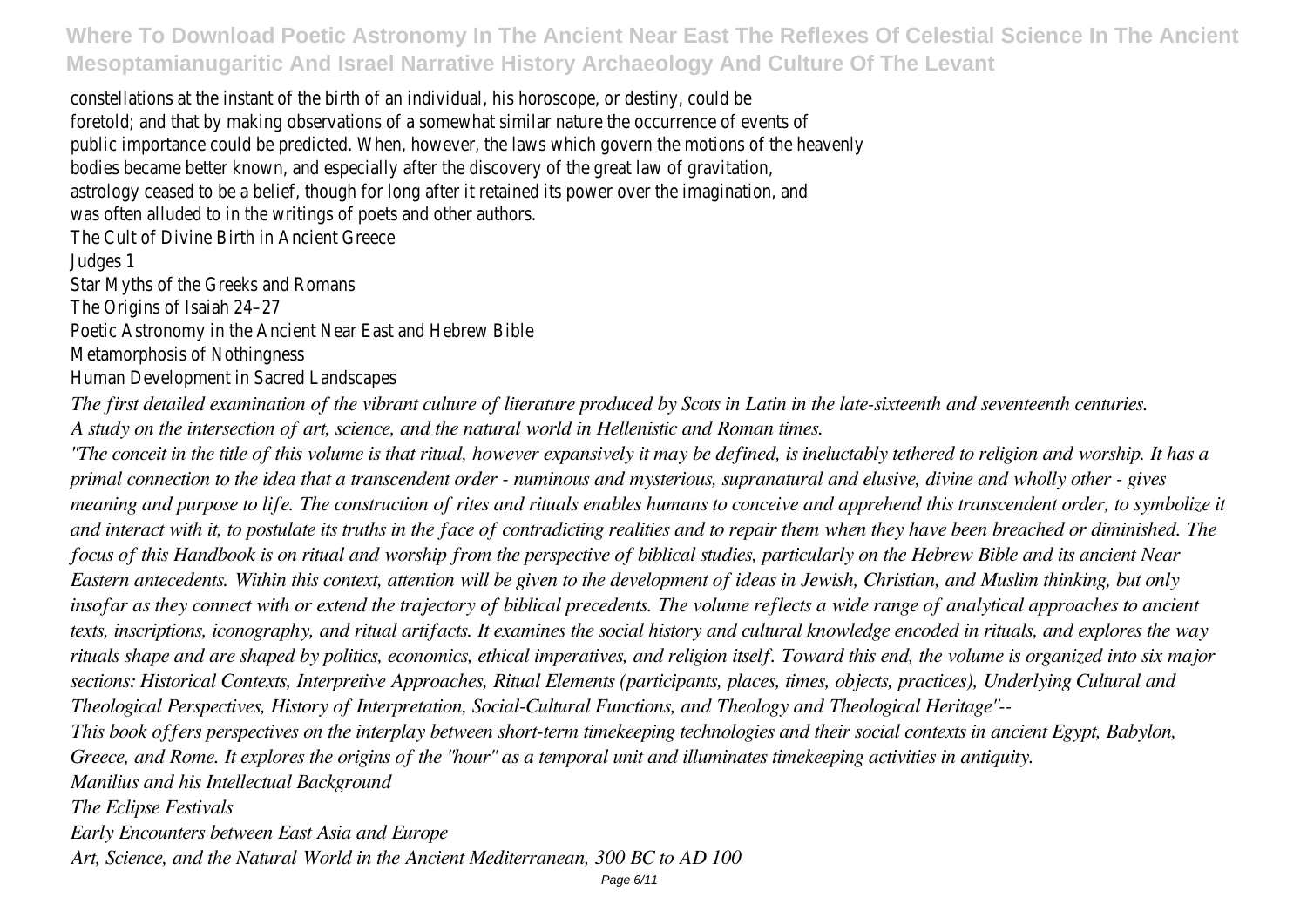constellations at the instant of the birth of an individual, his horoscope, or destiny, could be foretold; and that by making observations of a somewhat similar nature the occurrence of events of public importance could be predicted. When, however, the laws which govern the motions of the heavenly bodies became better known, and especially after the discovery of the great law of gravitation, astrology ceased to be a belief, though for long after it retained its power over the imagination, and was often alluded to in the writings of poets and other authors.

The Cult of Divine Birth in Ancient Greece

Judges 1

Star Myths of the Greeks and Romans

The Origins of Isaiah 24–27

Poetic Astronomy in the Ancient Near East and Hebrew Bible

Metamorphosis of Nothingness

Human Development in Sacred Landscapes

*The first detailed examination of the vibrant culture of literature produced by Scots in Latin in the late-sixteenth and seventeenth centuries.*

*A study on the intersection of art, science, and the natural world in Hellenistic and Roman times.*

*"The conceit in the title of this volume is that ritual, however expansively it may be defined, is ineluctably tethered to religion and worship. It has a primal connection to the idea that a transcendent order - numinous and mysterious, supranatural and elusive, divine and wholly other - gives meaning and purpose to life. The construction of rites and rituals enables humans to conceive and apprehend this transcendent order, to symbolize it and interact with it, to postulate its truths in the face of contradicting realities and to repair them when they have been breached or diminished. The focus of this Handbook is on ritual and worship from the perspective of biblical studies, particularly on the Hebrew Bible and its ancient Near Eastern antecedents. Within this context, attention will be given to the development of ideas in Jewish, Christian, and Muslim thinking, but only insofar as they connect with or extend the trajectory of biblical precedents. The volume reflects a wide range of analytical approaches to ancient texts, inscriptions, iconography, and ritual artifacts. It examines the social history and cultural knowledge encoded in rituals, and explores the way rituals shape and are shaped by politics, economics, ethical imperatives, and religion itself. Toward this end, the volume is organized into six major sections: Historical Contexts, Interpretive Approaches, Ritual Elements (participants, places, times, objects, practices), Underlying Cultural and Theological Perspectives, History of Interpretation, Social-Cultural Functions, and Theology and Theological Heritage"--*

*This book offers perspectives on the interplay between short-term timekeeping technologies and their social contexts in ancient Egypt, Babylon, Greece, and Rome. It explores the origins of the "hour" as a temporal unit and illuminates timekeeping activities in antiquity.*

*Manilius and his Intellectual Background*

*The Eclipse Festivals*

*Early Encounters between East Asia and Europe*

*Art, Science, and the Natural World in the Ancient Mediterranean, 300 BC to AD 100*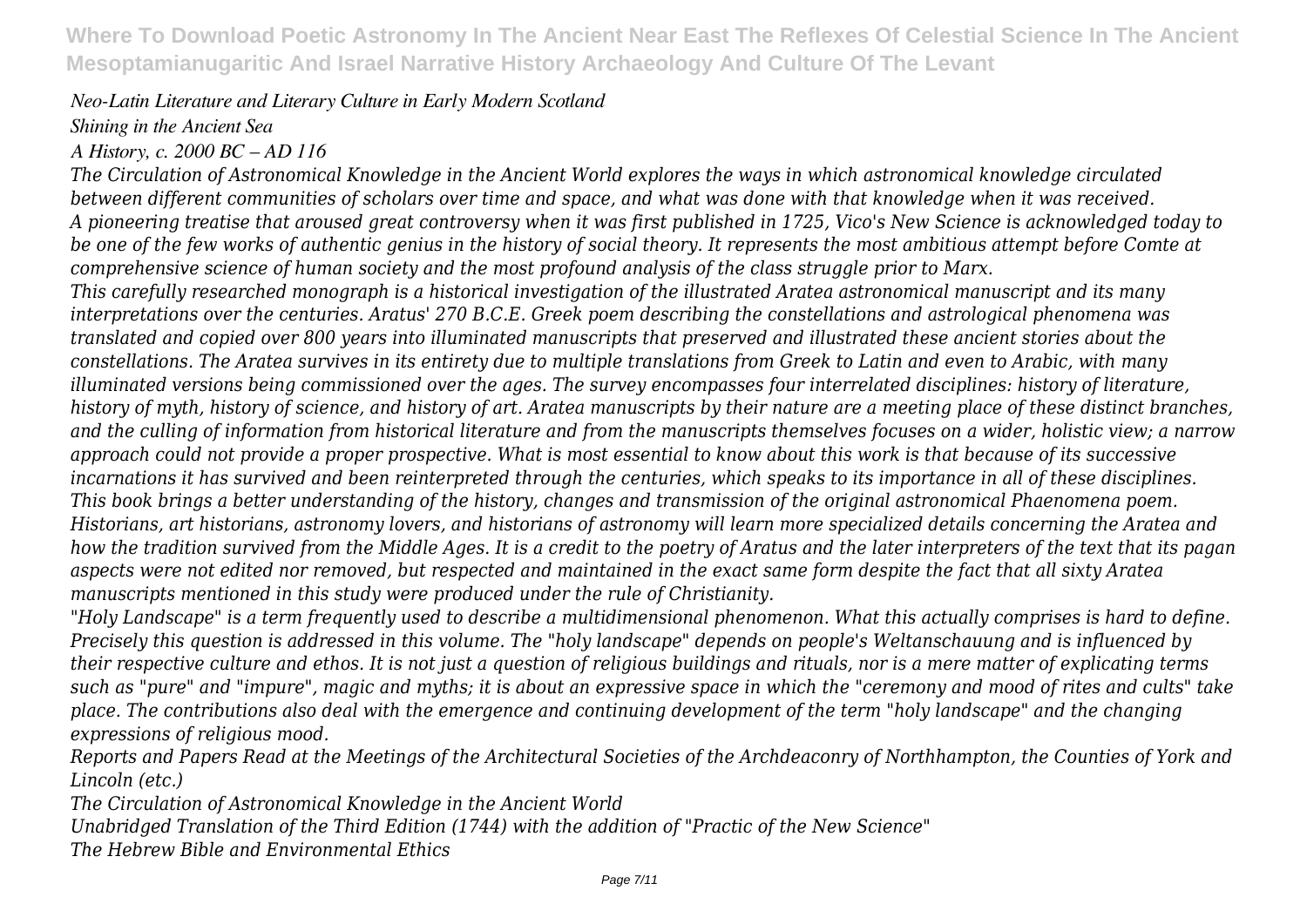*Neo-Latin Literature and Literary Culture in Early Modern Scotland*

*Shining in the Ancient Sea*

*A History, c. 2000 BC – AD 116*

*The Circulation of Astronomical Knowledge in the Ancient World explores the ways in which astronomical knowledge circulated between different communities of scholars over time and space, and what was done with that knowledge when it was received.*

*A pioneering treatise that aroused great controversy when it was first published in 1725, Vico's New Science is acknowledged today to be one of the few works of authentic genius in the history of social theory. It represents the most ambitious attempt before Comte at comprehensive science of human society and the most profound analysis of the class struggle prior to Marx.*

*This carefully researched monograph is a historical investigation of the illustrated Aratea astronomical manuscript and its many interpretations over the centuries. Aratus' 270 B.C.E. Greek poem describing the constellations and astrological phenomena was translated and copied over 800 years into illuminated manuscripts that preserved and illustrated these ancient stories about the constellations. The Aratea survives in its entirety due to multiple translations from Greek to Latin and even to Arabic, with many illuminated versions being commissioned over the ages. The survey encompasses four interrelated disciplines: history of literature, history of myth, history of science, and history of art. Aratea manuscripts by their nature are a meeting place of these distinct branches, and the culling of information from historical literature and from the manuscripts themselves focuses on a wider, holistic view; a narrow approach could not provide a proper prospective. What is most essential to know about this work is that because of its successive incarnations it has survived and been reinterpreted through the centuries, which speaks to its importance in all of these disciplines. This book brings a better understanding of the history, changes and transmission of the original astronomical Phaenomena poem. Historians, art historians, astronomy lovers, and historians of astronomy will learn more specialized details concerning the Aratea and how the tradition survived from the Middle Ages. It is a credit to the poetry of Aratus and the later interpreters of the text that its pagan aspects were not edited nor removed, but respected and maintained in the exact same form despite the fact that all sixty Aratea manuscripts mentioned in this study were produced under the rule of Christianity.*

*"Holy Landscape" is a term frequently used to describe a multidimensional phenomenon. What this actually comprises is hard to define. Precisely this question is addressed in this volume. The "holy landscape" depends on people's Weltanschauung and is influenced by their respective culture and ethos. It is not just a question of religious buildings and rituals, nor is a mere matter of explicating terms such as "pure" and "impure", magic and myths; it is about an expressive space in which the "ceremony and mood of rites and cults" take place. The contributions also deal with the emergence and continuing development of the term "holy landscape" and the changing expressions of religious mood.*

*Reports and Papers Read at the Meetings of the Architectural Societies of the Archdeaconry of Northhampton, the Counties of York and Lincoln (etc.)*

*The Circulation of Astronomical Knowledge in the Ancient World*

*Unabridged Translation of the Third Edition (1744) with the addition of "Practic of the New Science"*

*The Hebrew Bible and Environmental Ethics*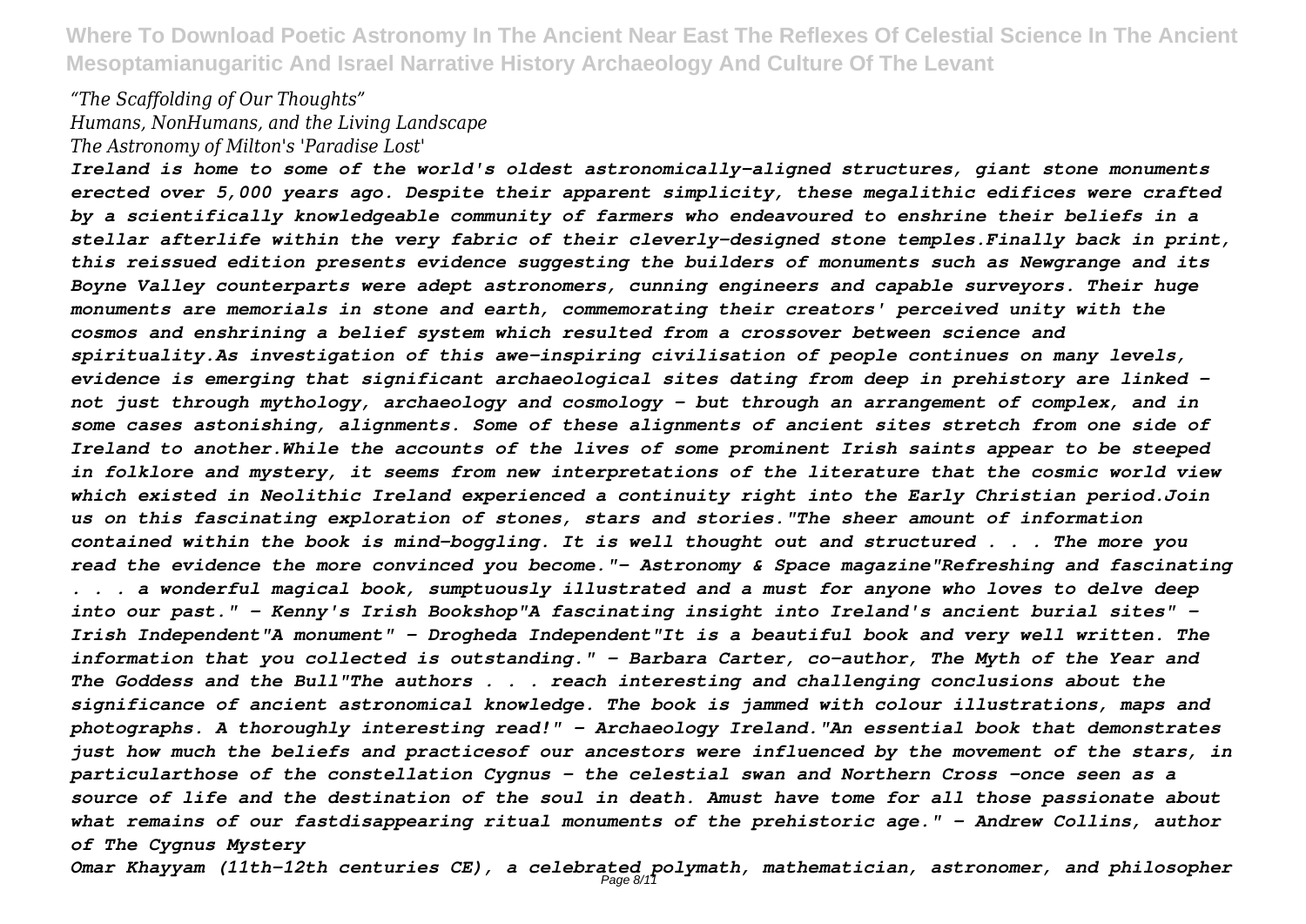*"The Scaffolding of Our Thoughts"*
*Humans, NonHumans, and the Living Landscape*
*The Astronomy of Milton's 'Paradise Lost'*

***Ireland is home to some of the world's oldest astronomically-aligned structures, giant stone monuments erected over 5,000 years ago. Despite their apparent simplicity, these megalithic edifices were crafted by a scientifically knowledgeable community of farmers who endeavoured to enshrine their beliefs in a stellar afterlife within the very fabric of their cleverly-designed stone temples.Finally back in print, this reissued edition presents evidence suggesting the builders of monuments such as Newgrange and its Boyne Valley counterparts were adept astronomers, cunning engineers and capable surveyors. Their huge monuments are memorials in stone and earth, commemorating their creators' perceived unity with the cosmos and enshrining a belief system which resulted from a crossover between science and spirituality.As investigation of this awe-inspiring civilisation of people continues on many levels, evidence is emerging that significant archaeological sites dating from deep in prehistory are linked - not just through mythology, archaeology and cosmology - but through an arrangement of complex, and in some cases astonishing, alignments. Some of these alignments of ancient sites stretch from one side of Ireland to another.While the accounts of the lives of some prominent Irish saints appear to be steeped in folklore and mystery, it seems from new interpretations of the literature that the cosmic world view which existed in Neolithic Ireland experienced a continuity right into the Early Christian period.Join us on this fascinating exploration of stones, stars and stories."The sheer amount of information contained within the book is mind-boggling. It is well thought out and structured . . . The more you read the evidence the more convinced you become."- Astronomy & Space magazine"Refreshing and fascinating . . . a wonderful magical book, sumptuously illustrated and a must for anyone who loves to delve deep into our past." - Kenny's Irish Bookshop"A fascinating insight into Ireland's ancient burial sites" - Irish Independent"A monument" - Drogheda Independent"It is a beautiful book and very well written. The information that you collected is outstanding." - Barbara Carter, co-author, The Myth of the Year and The Goddess and the Bull"The authors . . . reach interesting and challenging conclusions about the significance of ancient astronomical knowledge. The book is jammed with colour illustrations, maps and photographs. A thoroughly interesting read!" - Archaeology Ireland."An essential book that demonstrates just how much the beliefs and practicesof our ancestors were influenced by the movement of the stars, in particularthose of the constellation Cygnus - the celestial swan and Northern Cross -once seen as a source of life and the destination of the soul in death. Amust have tome for all those passionate about what remains of our fastdisappearing ritual monuments of the prehistoric age." - Andrew Collins, author of The Cygnus Mystery***

***Omar Khayyam (11th-12th centuries CE), a celebrated polymath, mathematician, astronomer, and philosopher***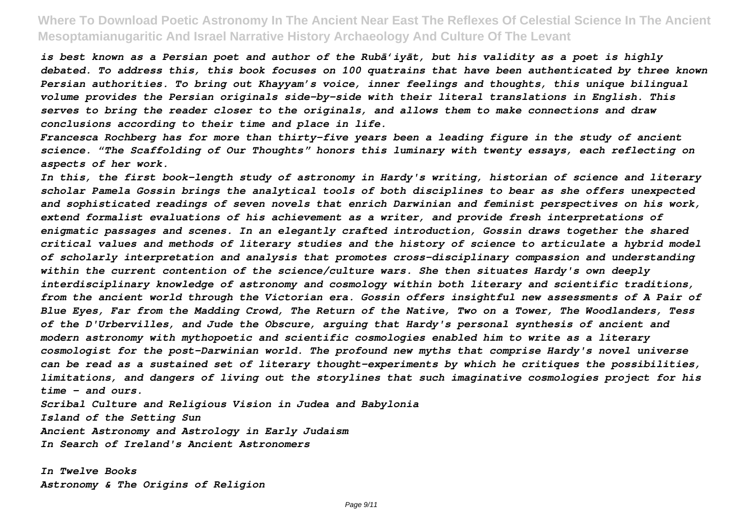*is best known as a Persian poet and author of the Rubāʻiyāt, but his validity as a poet is highly debated. To address this, this book focuses on 100 quatrains that have been authenticated by three known Persian authorities. To bring out Khayyam's voice, inner feelings and thoughts, this unique bilingual volume provides the Persian originals side-by-side with their literal translations in English. This serves to bring the reader closer to the originals, and allows them to make connections and draw conclusions according to their time and place in life.*

*Francesca Rochberg has for more than thirty-five years been a leading figure in the study of ancient science. "The Scaffolding of Our Thoughts" honors this luminary with twenty essays, each reflecting on aspects of her work.*

*In this, the first book-length study of astronomy in Hardy's writing, historian of science and literary scholar Pamela Gossin brings the analytical tools of both disciplines to bear as she offers unexpected and sophisticated readings of seven novels that enrich Darwinian and feminist perspectives on his work, extend formalist evaluations of his achievement as a writer, and provide fresh interpretations of enigmatic passages and scenes. In an elegantly crafted introduction, Gossin draws together the shared critical values and methods of literary studies and the history of science to articulate a hybrid model of scholarly interpretation and analysis that promotes cross-disciplinary compassion and understanding within the current contention of the science/culture wars. She then situates Hardy's own deeply interdisciplinary knowledge of astronomy and cosmology within both literary and scientific traditions, from the ancient world through the Victorian era. Gossin offers insightful new assessments of A Pair of Blue Eyes, Far from the Madding Crowd, The Return of the Native, Two on a Tower, The Woodlanders, Tess of the D'Urbervilles, and Jude the Obscure, arguing that Hardy's personal synthesis of ancient and modern astronomy with mythopoetic and scientific cosmologies enabled him to write as a literary cosmologist for the post-Darwinian world. The profound new myths that comprise Hardy's novel universe can be read as a sustained set of literary thought-experiments by which he critiques the possibilities, limitations, and dangers of living out the storylines that such imaginative cosmologies project for his time - and ours.*

*Scribal Culture and Religious Vision in Judea and Babylonia*

*Island of the Setting Sun*

*Ancient Astronomy and Astrology in Early Judaism*

*In Search of Ireland's Ancient Astronomers*

*In Twelve Books*

*Astronomy & The Origins of Religion*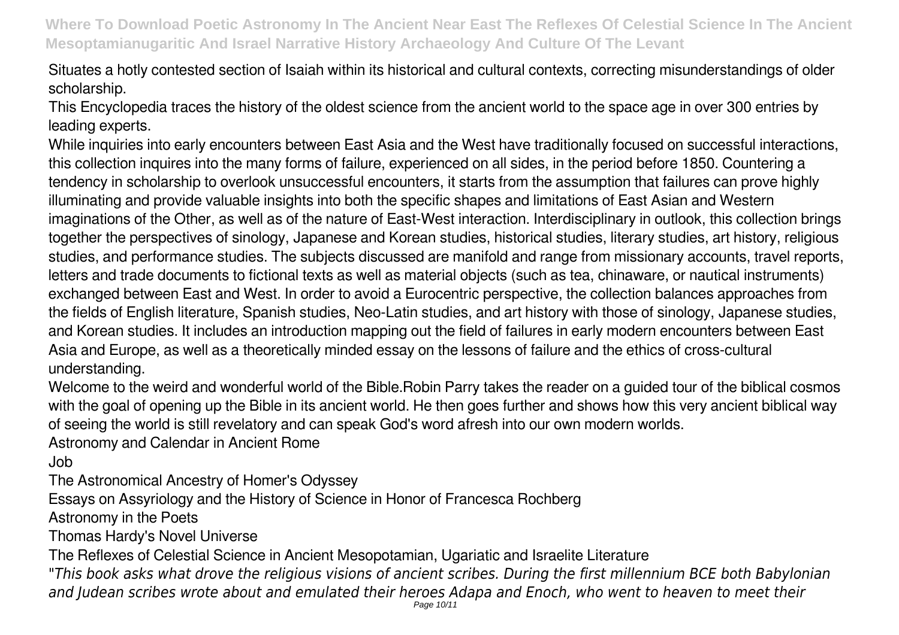Situates a hotly contested section of Isaiah within its historical and cultural contexts, correcting misunderstandings of older scholarship.

This Encyclopedia traces the history of the oldest science from the ancient world to the space age in over 300 entries by leading experts.

While inquiries into early encounters between East Asia and the West have traditionally focused on successful interactions, this collection inquires into the many forms of failure, experienced on all sides, in the period before 1850. Countering a tendency in scholarship to overlook unsuccessful encounters, it starts from the assumption that failures can prove highly illuminating and provide valuable insights into both the specific shapes and limitations of East Asian and Western imaginations of the Other, as well as of the nature of East-West interaction. Interdisciplinary in outlook, this collection brings together the perspectives of sinology, Japanese and Korean studies, historical studies, literary studies, art history, religious studies, and performance studies. The subjects discussed are manifold and range from missionary accounts, travel reports, letters and trade documents to fictional texts as well as material objects (such as tea, chinaware, or nautical instruments) exchanged between East and West. In order to avoid a Eurocentric perspective, the collection balances approaches from the fields of English literature, Spanish studies, Neo-Latin studies, and art history with those of sinology, Japanese studies, and Korean studies. It includes an introduction mapping out the field of failures in early modern encounters between East Asia and Europe, as well as a theoretically minded essay on the lessons of failure and the ethics of cross-cultural understanding.

Welcome to the weird and wonderful world of the Bible.Robin Parry takes the reader on a guided tour of the biblical cosmos with the goal of opening up the Bible in its ancient world. He then goes further and shows how this very ancient biblical way of seeing the world is still revelatory and can speak God's word afresh into our own modern worlds.

Astronomy and Calendar in Ancient Rome

Job

The Astronomical Ancestry of Homer's Odyssey

Essays on Assyriology and the History of Science in Honor of Francesca Rochberg

Astronomy in the Poets

Thomas Hardy's Novel Universe

The Reflexes of Celestial Science in Ancient Mesopotamian, Ugariatic and Israelite Literature

*"This book asks what drove the religious visions of ancient scribes. During the first millennium BCE both Babylonian and Judean scribes wrote about and emulated their heroes Adapa and Enoch, who went to heaven to meet their*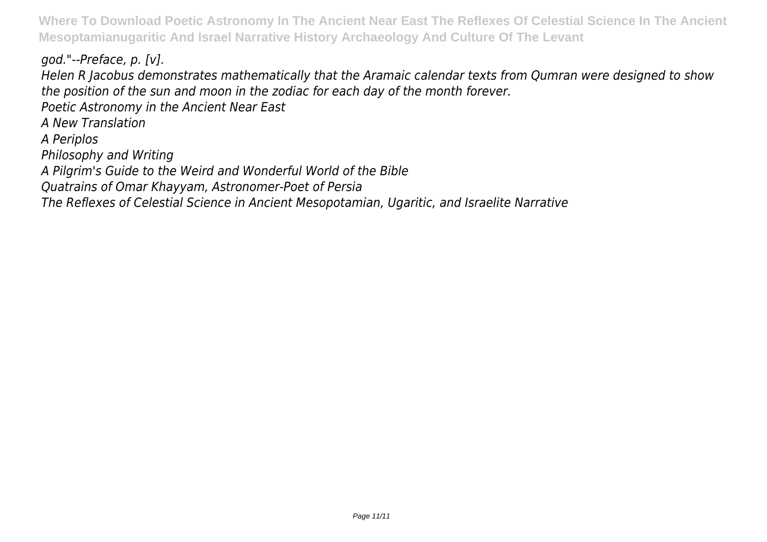*god."--Preface, p. [v].*

*Helen R Jacobus demonstrates mathematically that the Aramaic calendar texts from Qumran were designed to show the position of the sun and moon in the zodiac for each day of the month forever.*

*Poetic Astronomy in the Ancient Near East*

*A New Translation*

*A Periplos*

*Philosophy and Writing*

*A Pilgrim's Guide to the Weird and Wonderful World of the Bible*

*Quatrains of Omar Khayyam, Astronomer-Poet of Persia*

*The Reflexes of Celestial Science in Ancient Mesopotamian, Ugaritic, and Israelite Narrative*